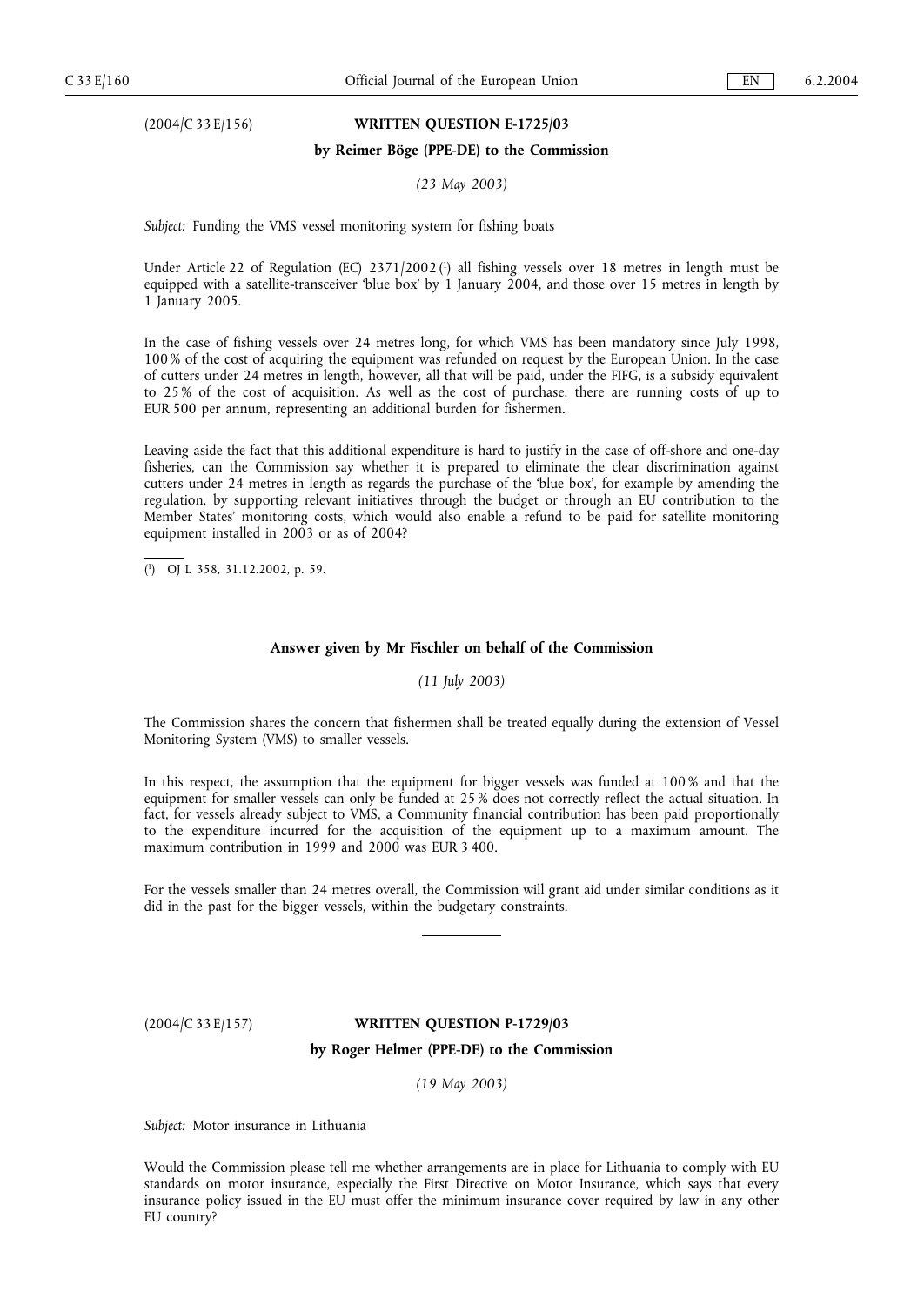(2004/C 33 E/156)

## WRITTEN QUESTION E-1725/03

**by Reimer Böge (PPE-DE) to the Commission**

*(23 May 2003)*

*Subject:* Funding the VMS vessel monitoring system for fishing boats

Under Article 22 of Regulation (EC) 2371/2002 [1] all fishing vessels over 18 metres in length must be equipped with a satellite-transceiver 'blue box' by 1 January 2004, and those over 15 metres in length by 1 January 2005.

In the case of fishing vessels over 24 metres long, for which VMS has been mandatory since July 1998, 100 % of the cost of acquiring the equipment was refunded on request by the European Union. In the case of cutters under 24 metres in length, however, all that will be paid, under the FIFG, is a subsidy equivalent to 25 % of the cost of acquisition. As well as the cost of purchase, there are running costs of up to EUR 500 per annum, representing an additional burden for fishermen.

Leaving aside the fact that this additional expenditure is hard to justify in the case of off-shore and one-day fisheries, can the Commission say whether it is prepared to eliminate the clear discrimination against cutters under 24 metres in length as regards the purchase of the 'blue box', for example by amending the regulation, by supporting relevant initiatives through the budget or through an EU contribution to the Member States' monitoring costs, which would also enable a refund to be paid for satellite monitoring equipment installed in 2003 or as of 2004?

[1] OJ L 358, 31.12.2002, p. 59.

### Answer given by Mr Fischler on behalf of the Commission

*(11 July 2003)*

The Commission shares the concern that fishermen shall be treated equally during the extension of Vessel Monitoring System (VMS) to smaller vessels.

In this respect, the assumption that the equipment for bigger vessels was funded at 100 % and that the equipment for smaller vessels can only be funded at 25 % does not correctly reflect the actual situation. In fact, for vessels already subject to VMS, a Community financial contribution has been paid proportionally to the expenditure incurred for the acquisition of the equipment up to a maximum amount. The maximum contribution in 1999 and 2000 was EUR 3 400.

For the vessels smaller than 24 metres overall, the Commission will grant aid under similar conditions as it did in the past for the bigger vessels, within the budgetary constraints.

(2004/C 33 E/157)

## WRITTEN QUESTION P-1729/03

**by Roger Helmer (PPE-DE) to the Commission**

*(19 May 2003)*

*Subject:* Motor insurance in Lithuania

Would the Commission please tell me whether arrangements are in place for Lithuania to comply with EU standards on motor insurance, especially the First Directive on Motor Insurance, which says that every insurance policy issued in the EU must offer the minimum insurance cover required by law in any other EU country?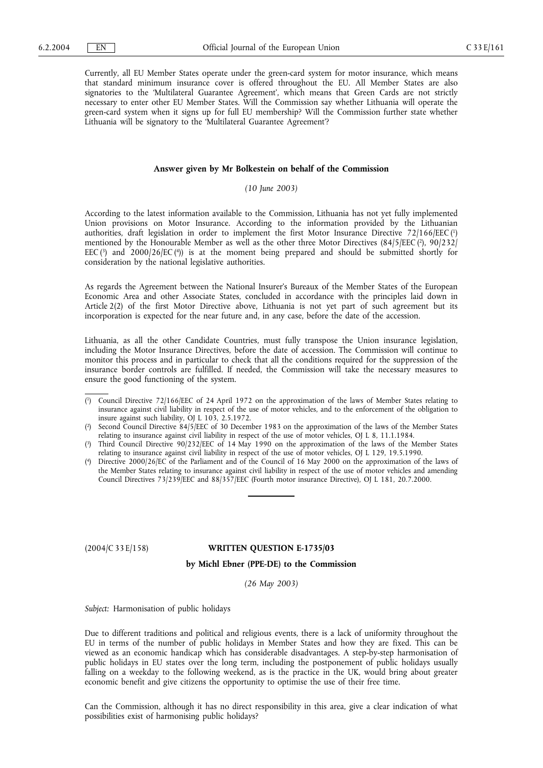Currently, all EU Member States operate under the green-card system for motor insurance, which means that standard minimum insurance cover is offered throughout the EU. All Member States are also signatories to the 'Multilateral Guarantee Agreement', which means that Green Cards are not strictly necessary to enter other EU Member States. Will the Commission say whether Lithuania will operate the green-card system when it signs up for full EU membership? Will the Commission further state whether Lithuania will be signatory to the 'Multilateral Guarantee Agreement'?

**Answer given by Mr Bolkestein on behalf of the Commission**

*(10 June 2003)*

According to the latest information available to the Commission, Lithuania has not yet fully implemented Union provisions on Motor Insurance. According to the information provided by the Lithuanian authorities, draft legislation in order to implement the first Motor Insurance Directive 72/166/EEC [1] mentioned by the Honourable Member as well as the other three Motor Directives (84/5/EEC [2], 90/232/EEC [3] and 2000/26/EC [4]) is at the moment being prepared and should be submitted shortly for consideration by the national legislative authorities.

As regards the Agreement between the National Insurer's Bureaux of the Member States of the European Economic Area and other Associate States, concluded in accordance with the principles laid down in Article 2(2) of the first Motor Directive above, Lithuania is not yet part of such agreement but its incorporation is expected for the near future and, in any case, before the date of the accession.

Lithuania, as all the other Candidate Countries, must fully transpose the Union insurance legislation, including the Motor Insurance Directives, before the date of accession. The Commission will continue to monitor this process and in particular to check that all the conditions required for the suppression of the insurance border controls are fulfilled. If needed, the Commission will take the necessary measures to ensure the good functioning of the system.

---

(1) Council Directive 72/166/EEC of 24 April 1972 on the approximation of the laws of Member States relating to insurance against civil liability in respect of the use of motor vehicles, and to the enforcement of the obligation to insure against such liability, OJ L 103, 2.5.1972.

(2) Second Council Directive 84/5/EEC of 30 December 1983 on the approximation of the laws of the Member States relating to insurance against civil liability in respect of the use of motor vehicles, OJ L 8, 11.1.1984.

(3) Third Council Directive 90/232/EEC of 14 May 1990 on the approximation of the laws of the Member States relating to insurance against civil liability in respect of the use of motor vehicles, OJ L 129, 19.5.1990.

(4) Directive 2000/26/EC of the Parliament and of the Council of 16 May 2000 on the approximation of the laws of the Member States relating to insurance against civil liability in respect of the use of motor vehicles and amending Council Directives 73/239/EEC and 88/357/EEC (Fourth motor insurance Directive), OJ L 181, 20.7.2000.

---

(2004/C 33 E/158) **WRITTEN QUESTION E-1735/03**

**by Michl Ebner (PPE-DE) to the Commission**

*(26 May 2003)*

*Subject:* Harmonisation of public holidays

Due to different traditions and political and religious events, there is a lack of uniformity throughout the EU in terms of the number of public holidays in Member States and how they are fixed. This can be viewed as an economic handicap which has considerable disadvantages. A step-by-step harmonisation of public holidays in EU states over the long term, including the postponement of public holidays usually falling on a weekday to the following weekend, as is the practice in the UK, would bring about greater economic benefit and give citizens the opportunity to optimise the use of their free time.

Can the Commission, although it has no direct responsibility in this area, give a clear indication of what possibilities exist of harmonising public holidays?